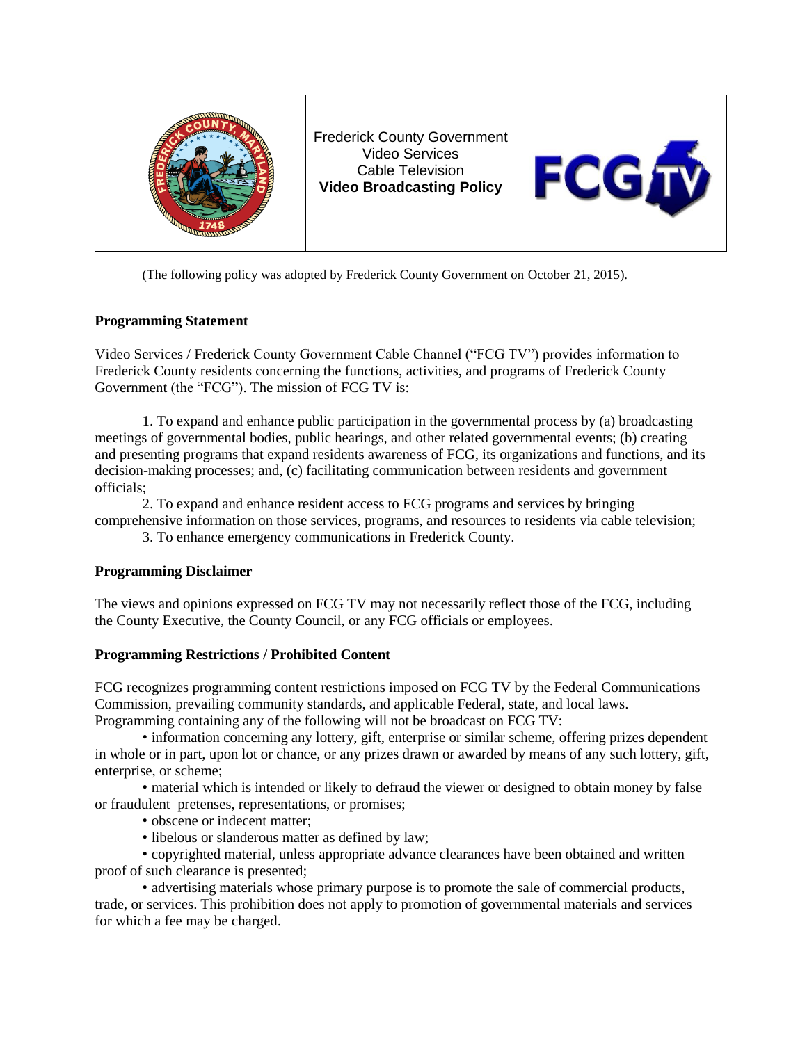| | Frederick County Government<br>Video Services<br>Cable Television<br>**Video Broadcasting Policy** | |
|---|---|---|

(The following policy was adopted by Frederick County Government on October 21, 2015).

**Programming Statement**

Video Services / Frederick County Government Cable Channel ("FCG TV") provides information to Frederick County residents concerning the functions, activities, and programs of Frederick County Government (the "FCG"). The mission of FCG TV is:

1. To expand and enhance public participation in the governmental process by (a) broadcasting meetings of governmental bodies, public hearings, and other related governmental events; (b) creating and presenting programs that expand residents awareness of FCG, its organizations and functions, and its decision-making processes; and, (c) facilitating communication between residents and government officials;

2. To expand and enhance resident access to FCG programs and services by bringing comprehensive information on those services, programs, and resources to residents via cable television;

3. To enhance emergency communications in Frederick County.

**Programming Disclaimer**

The views and opinions expressed on FCG TV may not necessarily reflect those of the FCG, including the County Executive, the County Council, or any FCG officials or employees.

**Programming Restrictions / Prohibited Content**

FCG recognizes programming content restrictions imposed on FCG TV by the Federal Communications Commission, prevailing community standards, and applicable Federal, state, and local laws. Programming containing any of the following will not be broadcast on FCG TV:

- information concerning any lottery, gift, enterprise or similar scheme, offering prizes dependent in whole or in part, upon lot or chance, or any prizes drawn or awarded by means of any such lottery, gift, enterprise, or scheme;
- material which is intended or likely to defraud the viewer or designed to obtain money by false or fraudulent pretenses, representations, or promises;
- obscene or indecent matter;
- libelous or slanderous matter as defined by law;
- copyrighted material, unless appropriate advance clearances have been obtained and written proof of such clearance is presented;
- advertising materials whose primary purpose is to promote the sale of commercial products, trade, or services. This prohibition does not apply to promotion of governmental materials and services for which a fee may be charged.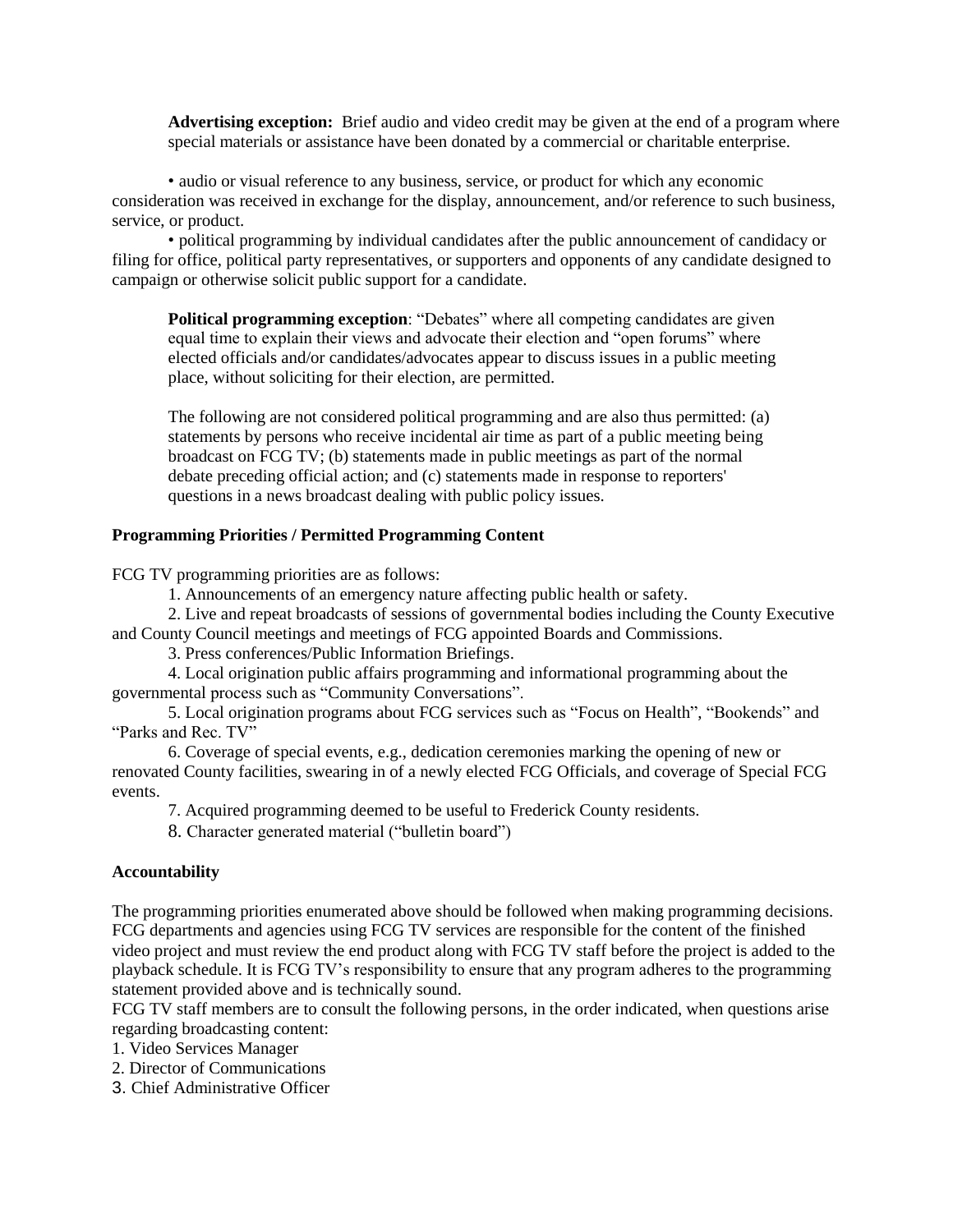**Advertising exception:** Brief audio and video credit may be given at the end of a program where special materials or assistance have been donated by a commercial or charitable enterprise.

- audio or visual reference to any business, service, or product for which any economic consideration was received in exchange for the display, announcement, and/or reference to such business, service, or product.
- political programming by individual candidates after the public announcement of candidacy or filing for office, political party representatives, or supporters and opponents of any candidate designed to campaign or otherwise solicit public support for a candidate.

**Political programming exception**: "Debates" where all competing candidates are given equal time to explain their views and advocate their election and "open forums" where elected officials and/or candidates/advocates appear to discuss issues in a public meeting place, without soliciting for their election, are permitted.

The following are not considered political programming and are also thus permitted: (a) statements by persons who receive incidental air time as part of a public meeting being broadcast on FCG TV; (b) statements made in public meetings as part of the normal debate preceding official action; and (c) statements made in response to reporters' questions in a news broadcast dealing with public policy issues.

**Programming Priorities / Permitted Programming Content**

FCG TV programming priorities are as follows:

1. Announcements of an emergency nature affecting public health or safety.
2. Live and repeat broadcasts of sessions of governmental bodies including the County Executive and County Council meetings and meetings of FCG appointed Boards and Commissions.
3. Press conferences/Public Information Briefings.
4. Local origination public affairs programming and informational programming about the governmental process such as "Community Conversations".
5. Local origination programs about FCG services such as "Focus on Health", "Bookends" and "Parks and Rec. TV"
6. Coverage of special events, e.g., dedication ceremonies marking the opening of new or renovated County facilities, swearing in of a newly elected FCG Officials, and coverage of Special FCG events.
7. Acquired programming deemed to be useful to Frederick County residents.
8. Character generated material ("bulletin board")

**Accountability**

The programming priorities enumerated above should be followed when making programming decisions. FCG departments and agencies using FCG TV services are responsible for the content of the finished video project and must review the end product along with FCG TV staff before the project is added to the playback schedule. It is FCG TV's responsibility to ensure that any program adheres to the programming statement provided above and is technically sound.

FCG TV staff members are to consult the following persons, in the order indicated, when questions arise regarding broadcasting content:

1. Video Services Manager
2. Director of Communications
3. Chief Administrative Officer